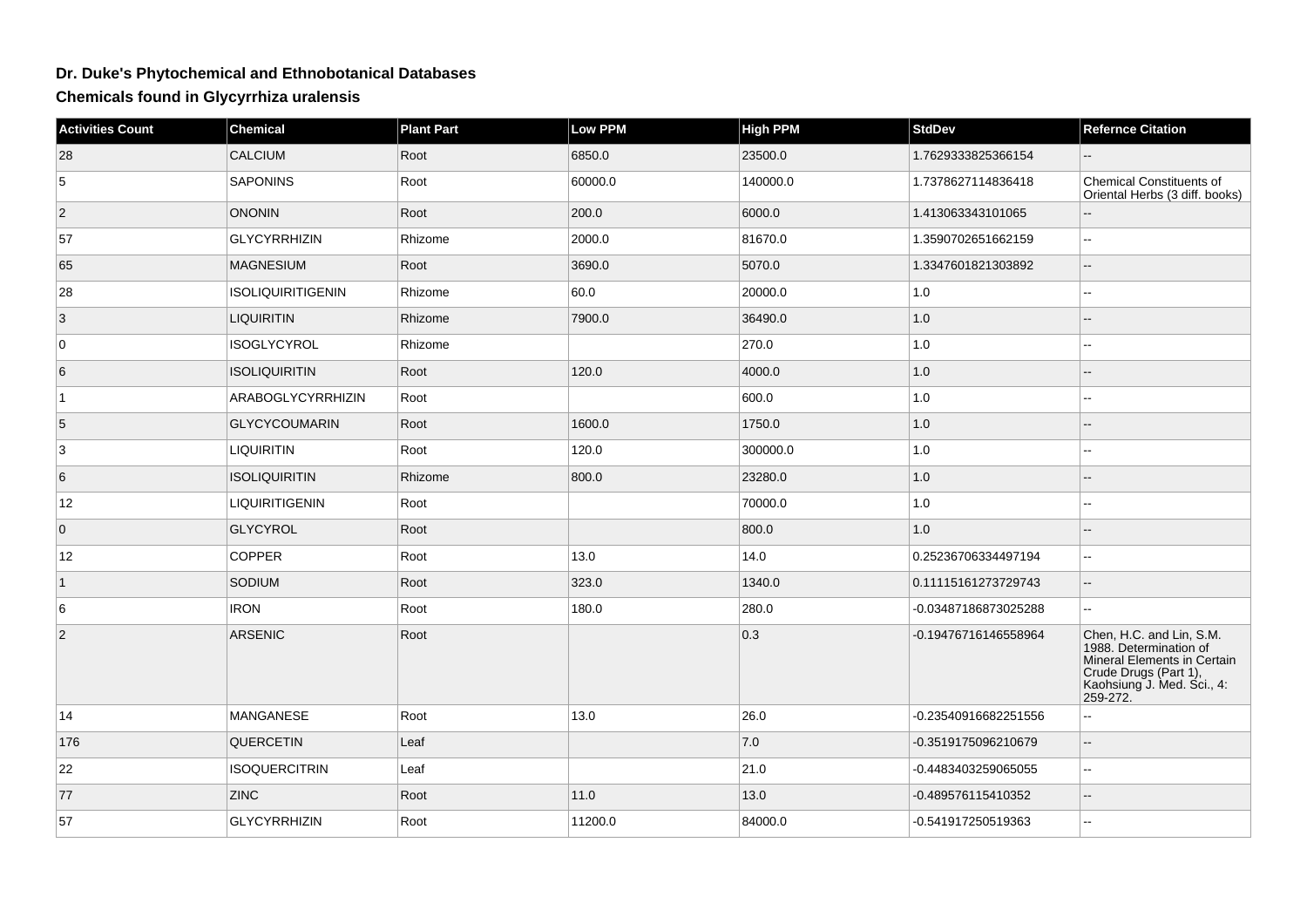# Dr. Duke's Phytochemical and Ethnobotanical Databases

## Chemicals found in Glycyrrhiza uralensis

| Activities Count | Chemical | Plant Part | Low PPM | High PPM | StdDev | Refernce Citation |
| --- | --- | --- | --- | --- | --- | --- |
| 28 | CALCIUM | Root | 6850.0 | 23500.0 | 1.7629333825366154 | -- |
| 5 | SAPONINS | Root | 60000.0 | 140000.0 | 1.7378627114836418 | Chemical Constituents of Oriental Herbs (3 diff. books) |
| 2 | ONONIN | Root | 200.0 | 6000.0 | 1.413063343101065 | -- |
| 57 | GLYCYRRHIZIN | Rhizome | 2000.0 | 81670.0 | 1.3590702651662159 | -- |
| 65 | MAGNESIUM | Root | 3690.0 | 5070.0 | 1.3347601821303892 | -- |
| 28 | ISOLIQUIRITIGENIN | Rhizome | 60.0 | 20000.0 | 1.0 | -- |
| 3 | LIQUIRITIN | Rhizome | 7900.0 | 36490.0 | 1.0 | -- |
| 0 | ISOGLYCYROL | Rhizome | | 270.0 | 1.0 | -- |
| 6 | ISOLIQUIRITIN | Root | 120.0 | 4000.0 | 1.0 | -- |
| 1 | ARABOGLYCYRRHIZIN | Root | | 600.0 | 1.0 | -- |
| 5 | GLYCYCOUMARIN | Root | 1600.0 | 1750.0 | 1.0 | -- |
| 3 | LIQUIRITIN | Root | 120.0 | 300000.0 | 1.0 | -- |
| 6 | ISOLIQUIRITIN | Rhizome | 800.0 | 23280.0 | 1.0 | -- |
| 12 | LIQUIRITIGENIN | Root | | 70000.0 | 1.0 | -- |
| 0 | GLYCYROL | Root | | 800.0 | 1.0 | -- |
| 12 | COPPER | Root | 13.0 | 14.0 | 0.25236706334497194 | -- |
| 1 | SODIUM | Root | 323.0 | 1340.0 | 0.11115161273729743 | -- |
| 6 | IRON | Root | 180.0 | 280.0 | -0.03487186873025288 | -- |
| 2 | ARSENIC | Root | | 0.3 | -0.19476716146558964 | Chen, H.C. and Lin, S.M. 1988. Determination of Mineral Elements in Certain Crude Drugs (Part 1), Kaohsiung J. Med. Sci., 4: 259-272. |
| 14 | MANGANESE | Root | 13.0 | 26.0 | -0.23540916682251556 | -- |
| 176 | QUERCETIN | Leaf | | 7.0 | -0.3519175096210679 | -- |
| 22 | ISOQUERCITRIN | Leaf | | 21.0 | -0.4483403259065055 | -- |
| 77 | ZINC | Root | 11.0 | 13.0 | -0.489576115410352 | -- |
| 57 | GLYCYRRHIZIN | Root | 11200.0 | 84000.0 | -0.541917250519363 | -- |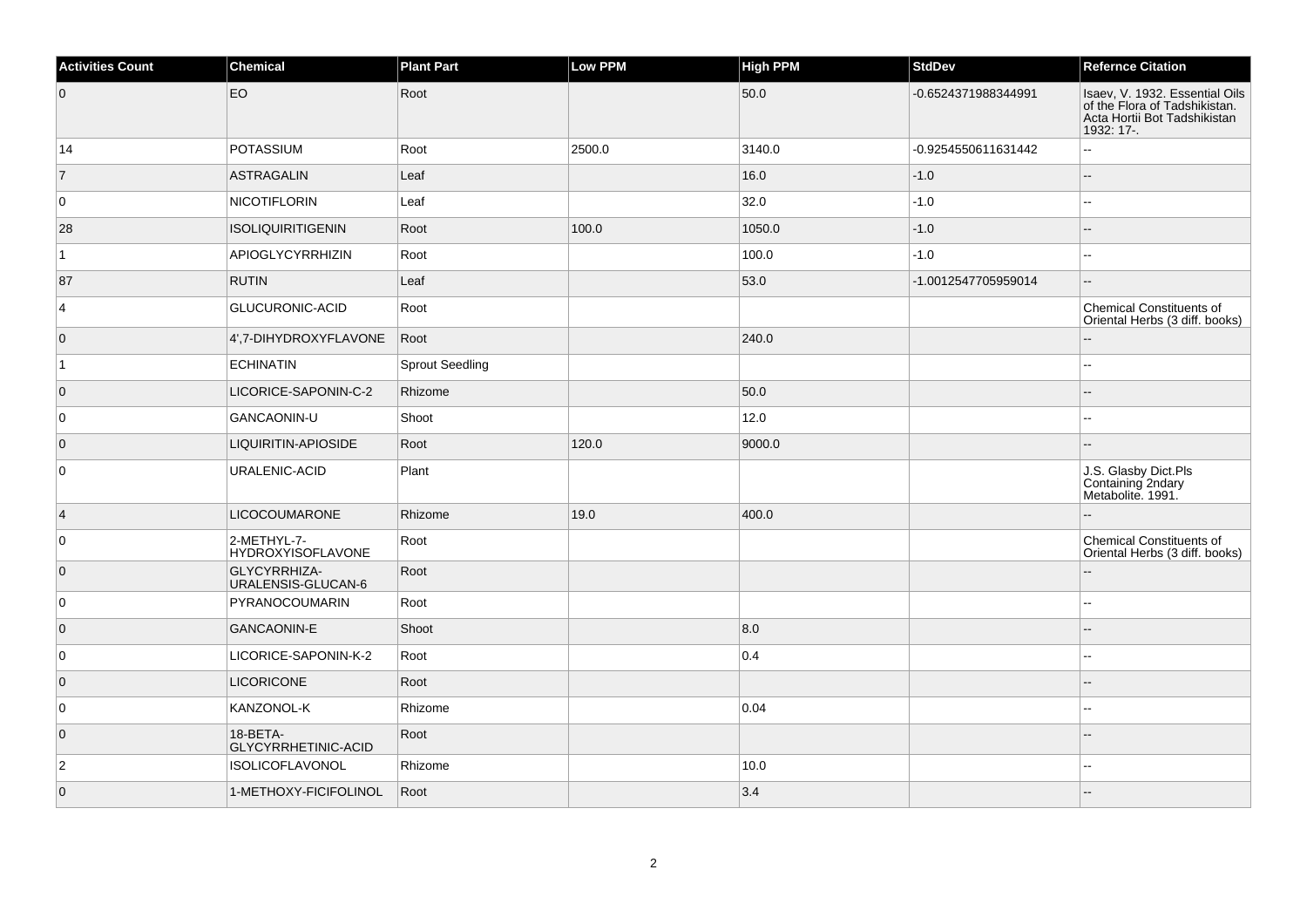| Activities Count | Chemical | Plant Part | Low PPM | High PPM | StdDev | Refernce Citation |
|---|---|---|---|---|---|---|
| 0 | EO | Root | | 50.0 | -0.6524371988344991 | Isaev, V. 1932. Essential Oils of the Flora of Tadshikistan. Acta Hortii Bot Tadshikistan 1932: 17-. |
| 14 | POTASSIUM | Root | 2500.0 | 3140.0 | -0.9254550611631442 | -- |
| 7 | ASTRAGALIN | Leaf | | 16.0 | -1.0 | -- |
| 0 | NICOTIFLORIN | Leaf | | 32.0 | -1.0 | -- |
| 28 | ISOLIQUIRITIGENIN | Root | 100.0 | 1050.0 | -1.0 | -- |
| 1 | APIOGLYCYRRHIZIN | Root | | 100.0 | -1.0 | -- |
| 87 | RUTIN | Leaf | | 53.0 | -1.0012547705959014 | -- |
| 4 | GLUCURONIC-ACID | Root | | | | Chemical Constituents of Oriental Herbs (3 diff. books) |
| 0 | 4',7-DIHYDROXYFLAVONE | Root | | 240.0 | | -- |
| 1 | ECHINATIN | Sprout Seedling | | | | -- |
| 0 | LICORICE-SAPONIN-C-2 | Rhizome | | 50.0 | | -- |
| 0 | GANCAONIN-U | Shoot | | 12.0 | | -- |
| 0 | LIQUIRITIN-APIOSIDE | Root | 120.0 | 9000.0 | | -- |
| 0 | URALENIC-ACID | Plant | | | | J.S. Glasby Dict.Pls Containing 2ndary Metabolite. 1991. |
| 4 | LICOCOUMARONE | Rhizome | 19.0 | 400.0 | | -- |
| 0 | 2-METHYL-7-HYDROXYISOFLAVONE | Root | | | | Chemical Constituents of Oriental Herbs (3 diff. books) |
| 0 | GLYCYRRHIZA-URALENSIS-GLUCAN-6 | Root | | | | -- |
| 0 | PYRANOCOUMARIN | Root | | | | -- |
| 0 | GANCAONIN-E | Shoot | | 8.0 | | -- |
| 0 | LICORICE-SAPONIN-K-2 | Root | | 0.4 | | -- |
| 0 | LICORICONE | Root | | | | -- |
| 0 | KANZONOL-K | Rhizome | | 0.04 | | -- |
| 0 | 18-BETA-GLYCYRRHETINIC-ACID | Root | | | | -- |
| 2 | ISOLICOFLAVONOL | Rhizome | | 10.0 | | -- |
| 0 | 1-METHOXY-FICIFOLINOL | Root | | 3.4 | | -- |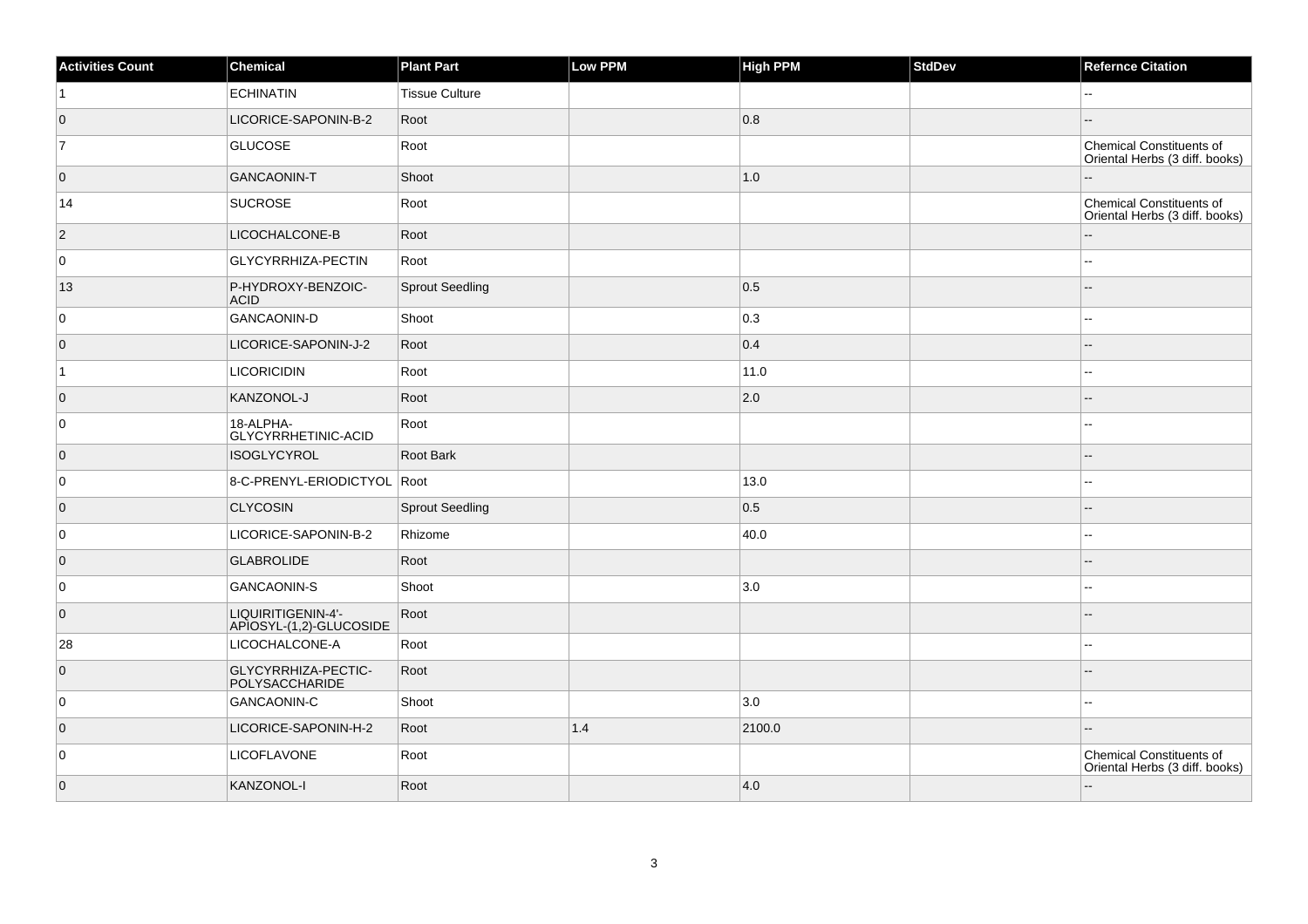| Activities Count | Chemical | Plant Part | Low PPM | High PPM | StdDev | Refernce Citation |
| --- | --- | --- | --- | --- | --- | --- |
| 1 | ECHINATIN | Tissue Culture | | | | -- |
| 0 | LICORICE-SAPONIN-B-2 | Root | | 0.8 | | -- |
| 7 | GLUCOSE | Root | | | | Chemical Constituents of Oriental Herbs (3 diff. books) |
| 0 | GANCAONIN-T | Shoot | | 1.0 | | -- |
| 14 | SUCROSE | Root | | | | Chemical Constituents of Oriental Herbs (3 diff. books) |
| 2 | LICOCHALCONE-B | Root | | | | -- |
| 0 | GLYCYRRHIZA-PECTIN | Root | | | | -- |
| 13 | P-HYDROXY-BENZOIC-ACID | Sprout Seedling | | 0.5 | | -- |
| 0 | GANCAONIN-D | Shoot | | 0.3 | | -- |
| 0 | LICORICE-SAPONIN-J-2 | Root | | 0.4 | | -- |
| 1 | LICORICIDIN | Root | | 11.0 | | -- |
| 0 | KANZONOL-J | Root | | 2.0 | | -- |
| 0 | 18-ALPHA-GLYCYRRHETINIC-ACID | Root | | | | -- |
| 0 | ISOGLYCYROL | Root Bark | | | | -- |
| 0 | 8-C-PRENYL-ERIODICTYOL | Root | | 13.0 | | -- |
| 0 | CLYCOSIN | Sprout Seedling | | 0.5 | | -- |
| 0 | LICORICE-SAPONIN-B-2 | Rhizome | | 40.0 | | -- |
| 0 | GLABROLIDE | Root | | | | -- |
| 0 | GANCAONIN-S | Shoot | | 3.0 | | -- |
| 0 | LIQUIRITIGENIN-4'-APIOSYL-(1,2)-GLUCOSIDE | Root | | | | -- |
| 28 | LICOCHALCONE-A | Root | | | | -- |
| 0 | GLYCYRRHIZA-PECTIC-POLYSACCHARIDE | Root | | | | -- |
| 0 | GANCAONIN-C | Shoot | | 3.0 | | -- |
| 0 | LICORICE-SAPONIN-H-2 | Root | 1.4 | 2100.0 | | -- |
| 0 | LICOFLAVONE | Root | | | | Chemical Constituents of Oriental Herbs (3 diff. books) |
| 0 | KANZONOL-I | Root | | 4.0 | | -- |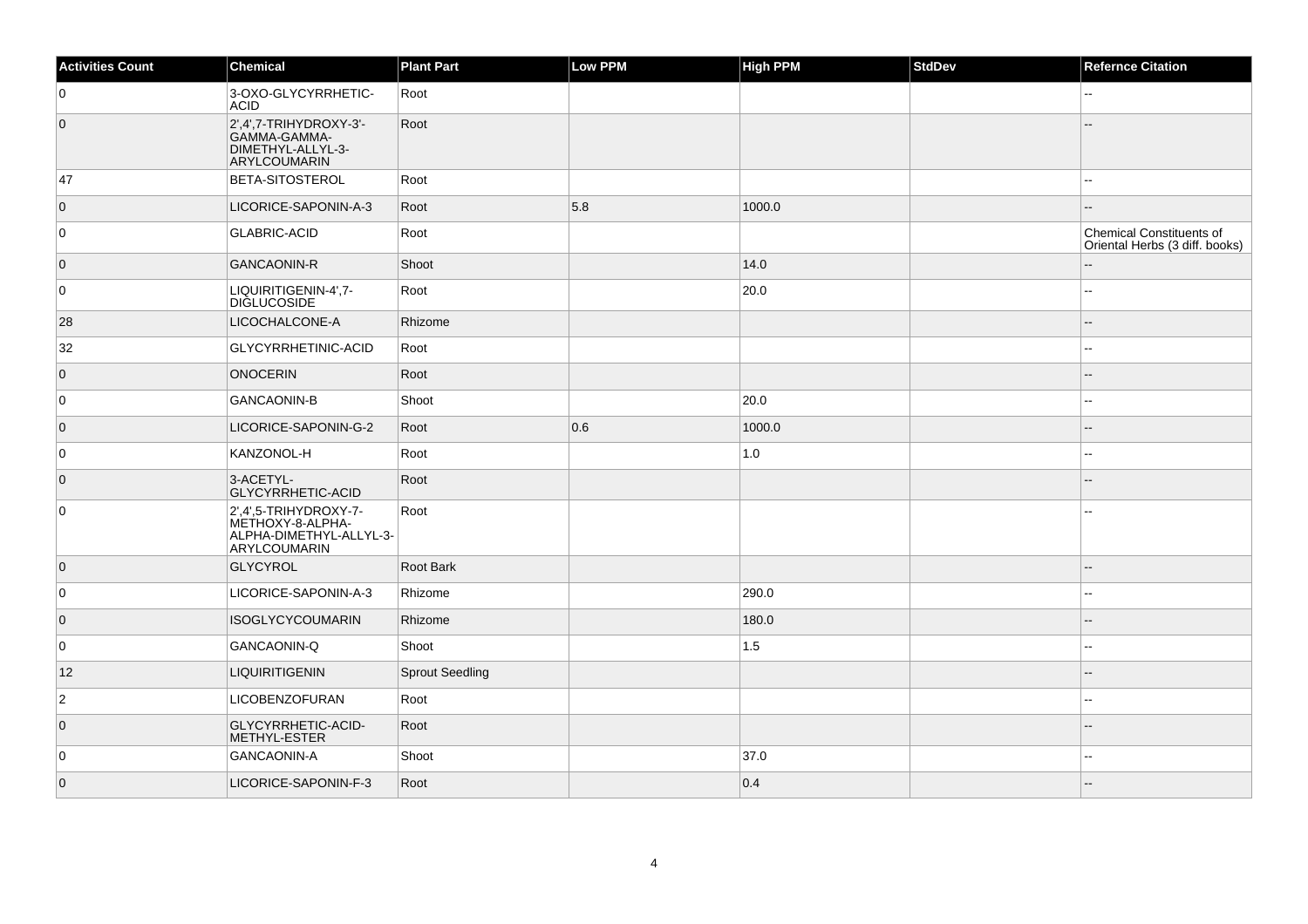| Activities Count | Chemical | Plant Part | Low PPM | High PPM | StdDev | Refernce Citation |
| --- | --- | --- | --- | --- | --- | --- |
| 0 | 3-OXO-GLYCYRRHETIC-ACID | Root | | | | -- |
| 0 | 2',4',7-TRIHYDROXY-3'-GAMMA-GAMMA-DIMETHYL-ALLYL-3-ARYLCOUMARIN | Root | | | | -- |
| 47 | BETA-SITOSTEROL | Root | | | | -- |
| 0 | LICORICE-SAPONIN-A-3 | Root | 5.8 | 1000.0 | | -- |
| 0 | GLABRIC-ACID | Root | | | | Chemical Constituents of Oriental Herbs (3 diff. books) |
| 0 | GANCAONIN-R | Shoot | | 14.0 | | -- |
| 0 | LIQUIRITIGENIN-4',7-DIGLUCOSIDE | Root | | 20.0 | | -- |
| 28 | LICOCHALCONE-A | Rhizome | | | | -- |
| 32 | GLYCYRRHETINIC-ACID | Root | | | | -- |
| 0 | ONOCERIN | Root | | | | -- |
| 0 | GANCAONIN-B | Shoot | | 20.0 | | -- |
| 0 | LICORICE-SAPONIN-G-2 | Root | 0.6 | 1000.0 | | -- |
| 0 | KANZONOL-H | Root | | 1.0 | | -- |
| 0 | 3-ACETYL-GLYCYRRHETIC-ACID | Root | | | | -- |
| 0 | 2',4',5-TRIHYDROXY-7-METHOXY-8-ALPHA-ALPHA-DIMETHYL-ALLYL-3-ARYLCOUMARIN | Root | | | | -- |
| 0 | GLYCYROL | Root Bark | | | | -- |
| 0 | LICORICE-SAPONIN-A-3 | Rhizome | | 290.0 | | -- |
| 0 | ISOGLYCYCOUMARIN | Rhizome | | 180.0 | | -- |
| 0 | GANCAONIN-Q | Shoot | | 1.5 | | -- |
| 12 | LIQUIRITIGENIN | Sprout Seedling | | | | -- |
| 2 | LICOBENZOFURAN | Root | | | | -- |
| 0 | GLYCYRRHETIC-ACID-METHYL-ESTER | Root | | | | -- |
| 0 | GANCAONIN-A | Shoot | | 37.0 | | -- |
| 0 | LICORICE-SAPONIN-F-3 | Root | | 0.4 | | -- |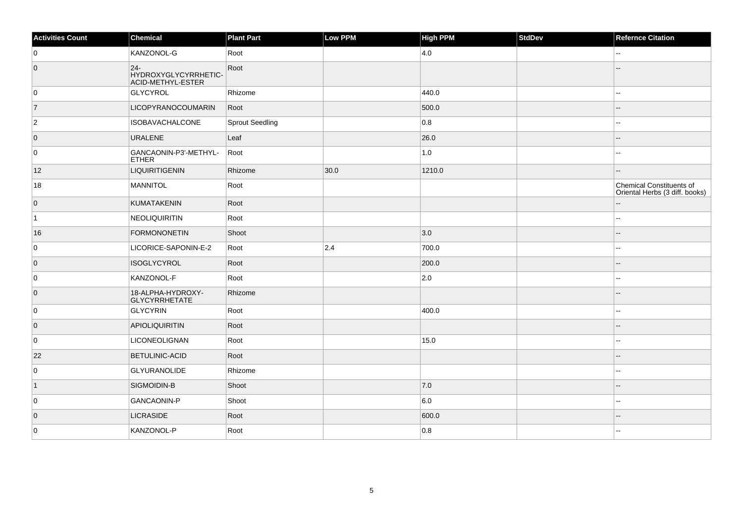| Activities Count | Chemical | Plant Part | Low PPM | High PPM | StdDev | Refernce Citation |
|---|---|---|---|---|---|---|
| 0 | KANZONOL-G | Root | | 4.0 | | -- |
| 0 | 24-HYDROXYGLYCYRRHETIC-ACID-METHYL-ESTER | Root | | | | -- |
| 0 | GLYCYROL | Rhizome | | 440.0 | | -- |
| 7 | LICOPYRANOCOUMARIN | Root | | 500.0 | | -- |
| 2 | ISOBAVACHALCONE | Sprout Seedling | | 0.8 | | -- |
| 0 | URALENE | Leaf | | 26.0 | | -- |
| 0 | GANCAONIN-P3'-METHYL-ETHER | Root | | 1.0 | | -- |
| 12 | LIQUIRITIGENIN | Rhizome | 30.0 | 1210.0 | | -- |
| 18 | MANNITOL | Root | | | | Chemical Constituents of Oriental Herbs (3 diff. books) |
| 0 | KUMATAKENIN | Root | | | | -- |
| 1 | NEOLIQUIRITIN | Root | | | | -- |
| 16 | FORMONONETIN | Shoot | | 3.0 | | -- |
| 0 | LICORICE-SAPONIN-E-2 | Root | 2.4 | 700.0 | | -- |
| 0 | ISOGLYCYROL | Root | | 200.0 | | -- |
| 0 | KANZONOL-F | Root | | 2.0 | | -- |
| 0 | 18-ALPHA-HYDROXY-GLYCYRRHETATE | Rhizome | | | | -- |
| 0 | GLYCYRIN | Root | | 400.0 | | -- |
| 0 | APIOLIQUIRITIN | Root | | | | -- |
| 0 | LICONEOLIGNAN | Root | | 15.0 | | -- |
| 22 | BETULINIC-ACID | Root | | | | -- |
| 0 | GLYURANOLIDE | Rhizome | | | | -- |
| 1 | SIGMOIDIN-B | Shoot | | 7.0 | | -- |
| 0 | GANCAONIN-P | Shoot | | 6.0 | | -- |
| 0 | LICRASIDE | Root | | 600.0 | | -- |
| 0 | KANZONOL-P | Root | | 0.8 | | -- |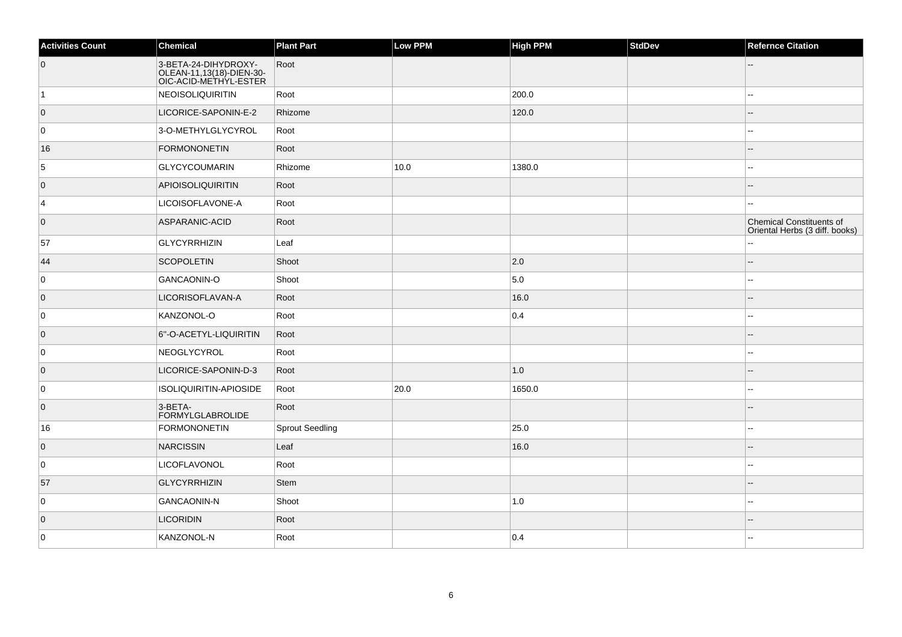| Activities Count | Chemical | Plant Part | Low PPM | High PPM | StdDev | Refernce Citation |
| --- | --- | --- | --- | --- | --- | --- |
| 0 | 3-BETA-24-DIHYDROXY-OLEAN-11,13(18)-DIEN-30-OIC-ACID-METHYL-ESTER | Root | | | | -- |
| 1 | NEOISOLIQUIRITIN | Root | | 200.0 | | -- |
| 0 | LICORICE-SAPONIN-E-2 | Rhizome | | 120.0 | | -- |
| 0 | 3-O-METHYLGLYCYROL | Root | | | | -- |
| 16 | FORMONONETIN | Root | | | | -- |
| 5 | GLYCYCOUMARIN | Rhizome | 10.0 | 1380.0 | | -- |
| 0 | APIOISOLIQUIRITIN | Root | | | | -- |
| 4 | LICOISOFLAVONE-A | Root | | | | -- |
| 0 | ASPARANIC-ACID | Root | | | | Chemical Constituents of Oriental Herbs (3 diff. books) |
| 57 | GLYCYRRHIZIN | Leaf | | | | -- |
| 44 | SCOPOLETIN | Shoot | | 2.0 | | -- |
| 0 | GANCAONIN-O | Shoot | | 5.0 | | -- |
| 0 | LICORISOFLAVAN-A | Root | | 16.0 | | -- |
| 0 | KANZONOL-O | Root | | 0.4 | | -- |
| 0 | 6''-O-ACETYL-LIQUIRITIN | Root | | | | -- |
| 0 | NEOGLYCYROL | Root | | | | -- |
| 0 | LICORICE-SAPONIN-D-3 | Root | | 1.0 | | -- |
| 0 | ISOLIQUIRITIN-APIOSIDE | Root | 20.0 | 1650.0 | | -- |
| 0 | 3-BETA-FORMYLGLABROLIDE | Root | | | | -- |
| 16 | FORMONONETIN | Sprout Seedling | | 25.0 | | -- |
| 0 | NARCISSIN | Leaf | | 16.0 | | -- |
| 0 | LICOFLAVONOL | Root | | | | -- |
| 57 | GLYCYRRHIZIN | Stem | | | | -- |
| 0 | GANCAONIN-N | Shoot | | 1.0 | | -- |
| 0 | LICORIDIN | Root | | | | -- |
| 0 | KANZONOL-N | Root | | 0.4 | | -- |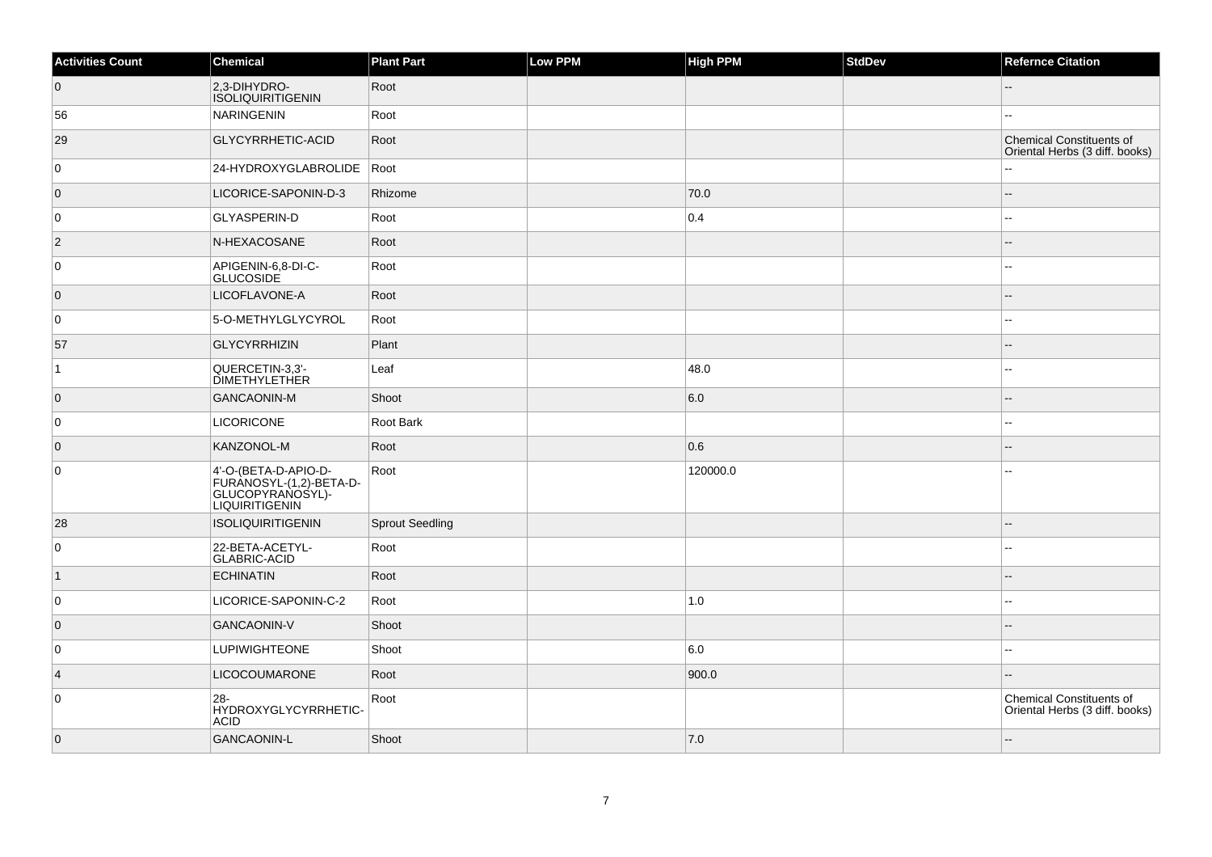| Activities Count | Chemical | Plant Part | Low PPM | High PPM | StdDev | Refernce Citation |
|---|---|---|---|---|---|---|
| 0 | 2,3-DIHYDRO-ISOLIQUIRITIGENIN | Root | | | | -- |
| 56 | NARINGENIN | Root | | | | -- |
| 29 | GLYCYRRHETIC-ACID | Root | | | | Chemical Constituents of Oriental Herbs (3 diff. books) |
| 0 | 24-HYDROXYGLABROLIDE | Root | | | | -- |
| 0 | LICORICE-SAPONIN-D-3 | Rhizome | | 70.0 | | -- |
| 0 | GLYASPERIN-D | Root | | 0.4 | | -- |
| 2 | N-HEXACOSANE | Root | | | | -- |
| 0 | APIGENIN-6,8-DI-C-GLUCOSIDE | Root | | | | -- |
| 0 | LICOFLAVONE-A | Root | | | | -- |
| 0 | 5-O-METHYLGLYCYROL | Root | | | | -- |
| 57 | GLYCYRRHIZIN | Plant | | | | -- |
| 1 | QUERCETIN-3,3'-DIMETHYLETHER | Leaf | | 48.0 | | -- |
| 0 | GANCAONIN-M | Shoot | | 6.0 | | -- |
| 0 | LICORICONE | Root Bark | | | | -- |
| 0 | KANZONOL-M | Root | | 0.6 | | -- |
| 0 | 4'-O-(BETA-D-APIO-D-FURANOSYL-(1,2)-BETA-D-GLUCOPYRANOSYL)-LIQUIRITIGENIN | Root | | 120000.0 | | -- |
| 28 | ISOLIQUIRITIGENIN | Sprout Seedling | | | | -- |
| 0 | 22-BETA-ACETYL-GLABRIC-ACID | Root | | | | -- |
| 1 | ECHINATIN | Root | | | | -- |
| 0 | LICORICE-SAPONIN-C-2 | Root | | 1.0 | | -- |
| 0 | GANCAONIN-V | Shoot | | | | -- |
| 0 | LUPIWIGHTEONE | Shoot | | 6.0 | | -- |
| 4 | LICOCOUMARONE | Root | | 900.0 | | -- |
| 0 | 28-HYDROXYGLYCYRRHETIC-ACID | Root | | | | Chemical Constituents of Oriental Herbs (3 diff. books) |
| 0 | GANCAONIN-L | Shoot | | 7.0 | | -- |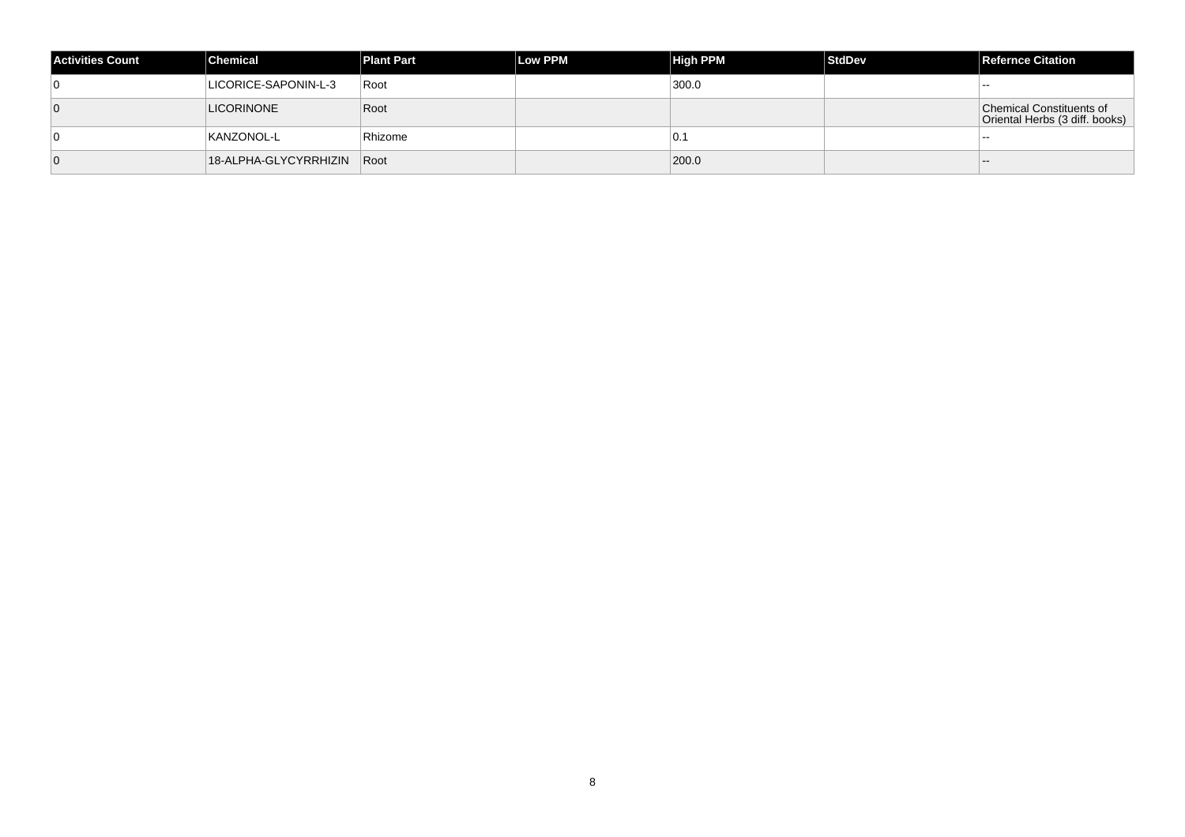| Activities Count | Chemical | Plant Part | Low PPM | High PPM | StdDev | Refernce Citation |
| --- | --- | --- | --- | --- | --- | --- |
| 0 | LICORICE-SAPONIN-L-3 | Root | | 300.0 | | -- |
| 0 | LICORINONE | Root | | | | Chemical Constituents of Oriental Herbs (3 diff. books) |
| 0 | KANZONOL-L | Rhizome | | 0.1 | | -- |
| 0 | 18-ALPHA-GLYCYRRHIZIN | Root | | 200.0 | | -- |